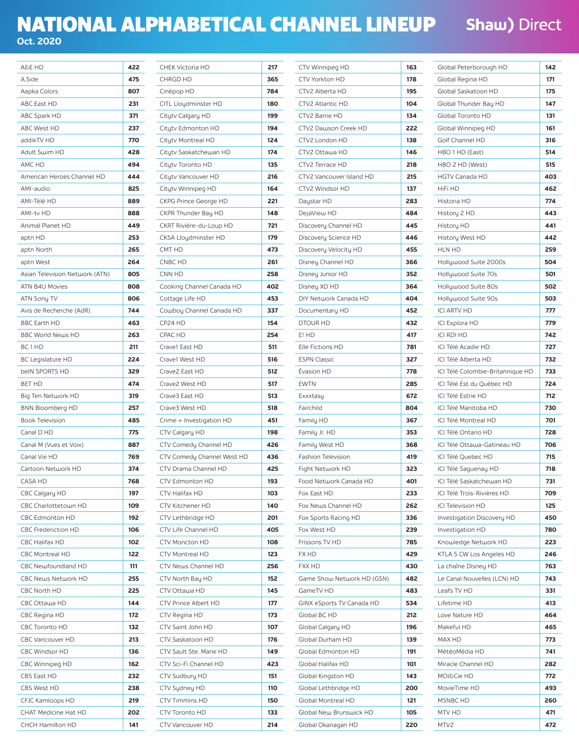# NATIONAL ALPHABETICAL CHANNEL LINEUP

**Oct. 2020**

Shaw) Direct

| Channel | # |
|---|---|
| A&E HD | 422 |
| A.Side | 475 |
| Aapka Colors | 807 |
| ABC East HD | 231 |
| ABC Spark HD | 371 |
| ABC West HD | 237 |
| addikTV HD | 770 |
| Adult Swim HD | 428 |
| AMC HD | 494 |
| American Heroes Channel HD | 444 |
| AMI-audio | 825 |
| AMI-Télé HD | 889 |
| AMI-tv HD | 888 |
| Animal Planet HD | 449 |
| aptn HD | 253 |
| aptn North | 265 |
| aptn West | 264 |
| Asian Television Network (ATN) | 805 |
| ATN B4U Movies | 808 |
| ATN Sony TV | 806 |
| Avis de Recherche (AdR) | 744 |
| BBC Earth HD | 463 |
| BBC World News HD | 263 |
| BC 1 HD | 211 |
| BC Legislature HD | 224 |
| beIN SPORTS HD | 329 |
| BET HD | 474 |
| Big Ten Network HD | 319 |
| BNN Bloomberg HD | 257 |
| Book Television | 485 |
| Canal D HD | 775 |
| Canal M (Vues et Voix) | 887 |
| Canal Vie HD | 769 |
| Cartoon Network HD | 374 |
| CASA HD | 768 |
| CBC Calgary HD | 197 |
| CBC Charlottetown HD | 109 |
| CBC Edmonton HD | 192 |
| CBC Frederiction HD | 106 |
| CBC Halifax HD | 102 |
| CBC Montreal HD | 122 |
| CBC Newfoundland HD | 111 |
| CBC News Network HD | 255 |
| CBC North HD | 225 |
| CBC Ottawa HD | 144 |
| CBC Regina HD | 172 |
| CBC Toronto HD | 132 |
| CBC Vancouver HD | 213 |
| CBC Windsor HD | 136 |
| CBC Winnipeg HD | 162 |
| CBS East HD | 232 |
| CBS West HD | 238 |
| CFJC Kamloops HD | 219 |
| CHAT Medicine Hat HD | 202 |
| CHCH Hamilton HD | 141 |
| CHEK Victoria HD | 217 |
| CHRGD HD | 365 |
| Cinépop HD | 784 |
| CITL Lloydminster HD | 180 |
| Citytv Calgary HD | 199 |
| Citytv Edmonton HD | 194 |
| Citytv Montreal HD | 124 |
| Citytv Saskatchewan HD | 174 |
| Citytv Toronto HD | 135 |
| Citytv Vancouver HD | 216 |
| Citytv Winnipeg HD | 164 |
| CKPG Prince George HD | 221 |
| CKPR Thunder Bay HD | 148 |
| CKRT Rivière-du-Loup HD | 721 |
| CKSA Lloydminster HD | 179 |
| CMT HD | 473 |
| CNBC HD | 261 |
| CNN HD | 258 |
| Cooking Channel Canada HD | 402 |
| Cottage Life HD | 453 |
| Cowboy Channel Canada HD | 337 |
| CP24 HD | 154 |
| CPAC HD | 254 |
| Crave1 East HD | 511 |
| Crave1 West HD | 516 |
| Crave2 East HD | 512 |
| Crave2 West HD | 517 |
| Crave3 East HD | 513 |
| Crave3 West HD | 518 |
| Crime + Investigation HD | 451 |
| CTV Calgary HD | 198 |
| CTV Comedy Channel HD | 426 |
| CTV Comedy Channel West HD | 436 |
| CTV Drama Channel HD | 425 |
| CTV Edmonton HD | 193 |
| CTV Halifax HD | 103 |
| CTV Kitchener HD | 140 |
| CTV Lethbridge HD | 201 |
| CTV Life Channel HD | 405 |
| CTV Moncton HD | 108 |
| CTV Montreal HD | 123 |
| CTV News Channel HD | 256 |
| CTV North Bay HD | 152 |
| CTV Ottawa HD | 145 |
| CTV Prince Albert HD | 177 |
| CTV Regina HD | 173 |
| CTV Saint John HD | 107 |
| CTV Saskatoon HD | 176 |
| CTV Sault Ste. Marie HD | 149 |
| CTV Sci-Fi Channel HD | 423 |
| CTV Sudbury HD | 151 |
| CTV Sydney HD | 110 |
| CTV Timmins HD | 150 |
| CTV Toronto HD | 133 |
| CTV Vancouver HD | 214 |
| CTV Winnipeg HD | 163 |
| CTV Yorkton HD | 178 |
| CTV2 Alberta HD | 195 |
| CTV2 Atlantic HD | 104 |
| CTV2 Barrie HD | 134 |
| CTV2 Dawson Creek HD | 222 |
| CTV2 London HD | 138 |
| CTV2 Ottawa HD | 146 |
| CTV2 Terrace HD | 218 |
| CTV2 Vancouver Island HD | 215 |
| CTV2 Windsor HD | 137 |
| Daystar HD | 283 |
| DejaView HD | 484 |
| Discovery Channel HD | 445 |
| Discovery Science HD | 446 |
| Discovery Velocity HD | 455 |
| Disney Channel HD | 366 |
| Disney Junior HD | 352 |
| Disney XD HD | 364 |
| DIY Network Canada HD | 404 |
| Documentary HD | 452 |
| DTOUR HD | 432 |
| E! HD | 417 |
| Elle Fictions HD | 781 |
| ESPN Classic | 327 |
| Évasion HD | 778 |
| EWTN | 285 |
| Exxxtasy | 672 |
| Fairchild | 804 |
| Family HD | 367 |
| Family Jr. HD | 353 |
| Family West HD | 368 |
| Fashion Television | 419 |
| Fight Network HD | 323 |
| Food Network Canada HD | 401 |
| Fox East HD | 233 |
| Fox News Channel HD | 262 |
| Fox Sports Racing HD | 336 |
| Fox West HD | 239 |
| Frissons TV HD | 785 |
| FX HD | 429 |
| FXX HD | 430 |
| Game Show Network HD (GSN) | 482 |
| GameTV HD | 483 |
| GINX eSports TV Canada HD | 534 |
| Global BC HD | 212 |
| Global Calgary HD | 196 |
| Global Durham HD | 139 |
| Global Edmonton HD | 191 |
| Global Halifax HD | 101 |
| Global Kingston HD | 143 |
| Global Lethbridge HD | 200 |
| Global Montreal HD | 121 |
| Global New Brunswick HD | 105 |
| Global Okanagan HD | 220 |
| Global Peterborough HD | 142 |
| Global Regina HD | 171 |
| Global Saskatoon HD | 175 |
| Global Thunder Bay HD | 147 |
| Global Toronto HD | 131 |
| Global Winnipeg HD | 161 |
| Golf Channel HD | 316 |
| HBO 1 HD (East) | 514 |
| HBO 2 HD (West) | 515 |
| HGTV Canada HD | 403 |
| HiFi HD | 462 |
| Historia HD | 774 |
| History 2 HD | 443 |
| History HD | 441 |
| History West HD | 442 |
| HLN HD | 259 |
| Hollywood Suite 2000s | 504 |
| Hollywood Suite 70s | 501 |
| Hollywood Suite 80s | 502 |
| Hollywood Suite 90s | 503 |
| ICI ARTV HD | 777 |
| ICI Explora HD | 779 |
| ICI RDI HD | 742 |
| ICI Télé Acadie HD | 727 |
| ICI Télé Alberta HD | 732 |
| ICI Télé Colombie-Britannique HD | 733 |
| ICI Télé Est du Québec HD | 724 |
| ICI Télé Estrie HD | 712 |
| ICI Télé Manitoba HD | 730 |
| ICI Télé Montreal HD | 701 |
| ICI Télé Ontario HD | 728 |
| ICI Télé Ottawa-Gatineau HD | 706 |
| ICI Télé Quebec HD | 715 |
| ICI Télé Saguenay HD | 718 |
| ICI Télé Saskatchewan HD | 731 |
| ICI Télé Trois-Rivières HD | 709 |
| ICI Television HD | 125 |
| Investigation Discovery HD | 450 |
| Investigation HD | 780 |
| Knowledge Network HD | 223 |
| KTLA 5 CW Los Angeles HD | 246 |
| La chaîne Disney HD | 763 |
| Le Canal Nouvelles (LCN) HD | 743 |
| Leafs TV HD | 331 |
| Lifetime HD | 413 |
| Love Nature HD | 464 |
| Makeful HD | 465 |
| MAX HD | 773 |
| MétéoMédia HD | 741 |
| Miracle Channel HD | 282 |
| MOI&Cie HD | 772 |
| MovieTime HD | 493 |
| MSNBC HD | 260 |
| MTV HD | 471 |
| MTV2 | 472 |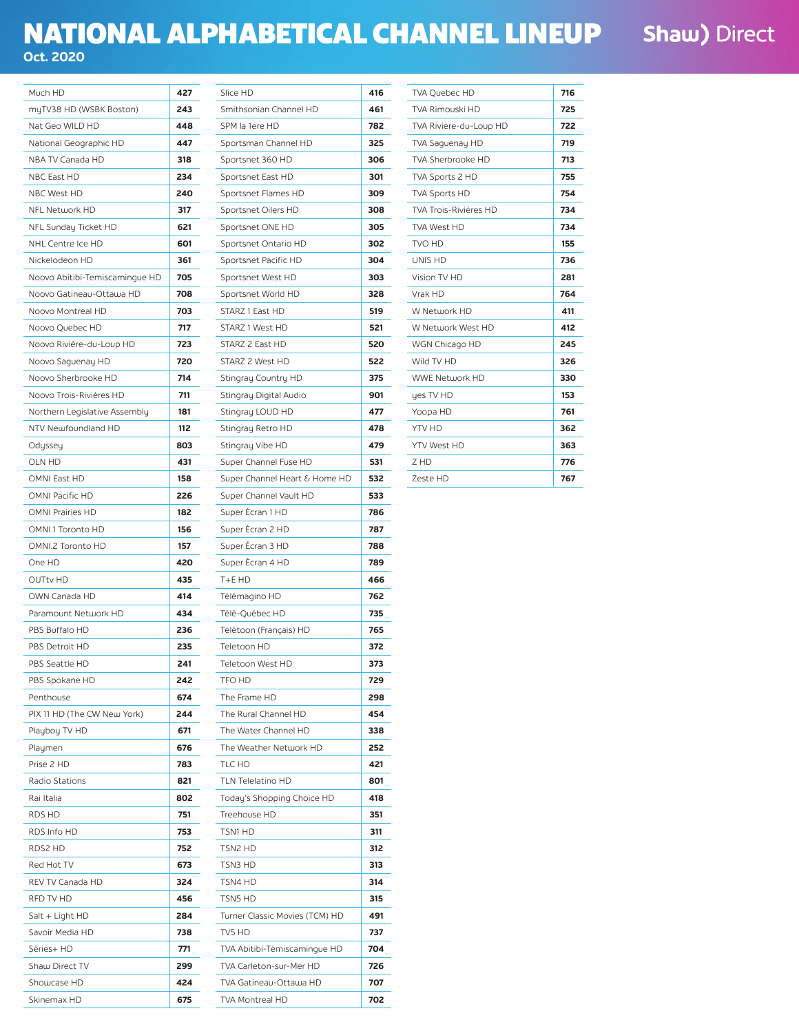# NATIONAL ALPHABETICAL CHANNEL LINEUP

**Oct. 2020**

Shaw) Direct

| | |
|---|---|
| Much HD | **427** |
| myTV38 HD (WSBK Boston) | **243** |
| Nat Geo WILD HD | **448** |
| National Geographic HD | **447** |
| NBA TV Canada HD | **318** |
| NBC East HD | **234** |
| NBC West HD | **240** |
| NFL Network HD | **317** |
| NFL Sunday Ticket HD | **621** |
| NHL Centre Ice HD | **601** |
| Nickelodeon HD | **361** |
| Noovo Abitibi-Temiscamingue HD | **705** |
| Noovo Gatineau-Ottawa HD | **708** |
| Noovo Montreal HD | **703** |
| Noovo Quebec HD | **717** |
| Noovo Rivière-du-Loup HD | **723** |
| Noovo Saguenay HD | **720** |
| Noovo Sherbrooke HD | **714** |
| Noovo Trois-Rivières HD | **711** |
| Northern Legislative Assembly | **181** |
| NTV Newfoundland HD | **112** |
| Odyssey | **803** |
| OLN HD | **431** |
| OMNI East HD | **158** |
| OMNI Pacific HD | **226** |
| OMNI Prairies HD | **182** |
| OMNI.1 Toronto HD | **156** |
| OMNI.2 Toronto HD | **157** |
| One HD | **420** |
| OUTtv HD | **435** |
| OWN Canada HD | **414** |
| Paramount Network HD | **434** |
| PBS Buffalo HD | **236** |
| PBS Detroit HD | **235** |
| PBS Seattle HD | **241** |
| PBS Spokane HD | **242** |
| Penthouse | **674** |
| PIX 11 HD (The CW New York) | **244** |
| Playboy TV HD | **671** |
| Playmen | **676** |
| Prise 2 HD | **783** |
| Radio Stations | **821** |
| Rai Italia | **802** |
| RDS HD | **751** |
| RDS Info HD | **753** |
| RDS2 HD | **752** |
| Red Hot TV | **673** |
| REV TV Canada HD | **324** |
| RFD TV HD | **456** |
| Salt + Light HD | **284** |
| Savoir Media HD | **738** |
| Séries+ HD | **771** |
| Shaw Direct TV | **299** |
| Showcase HD | **424** |
| Skinemax HD | **675** |
| Slice HD | **416** |
| Smithsonian Channel HD | **461** |
| SPM la 1ere HD | **782** |
| Sportsman Channel HD | **325** |
| Sportsnet 360 HD | **306** |
| Sportsnet East HD | **301** |
| Sportsnet Flames HD | **309** |
| Sportsnet Oilers HD | **308** |
| Sportsnet ONE HD | **305** |
| Sportsnet Ontario HD | **302** |
| Sportsnet Pacific HD | **304** |
| Sportsnet West HD | **303** |
| Sportsnet World HD | **328** |
| STARZ 1 East HD | **519** |
| STARZ 1 West HD | **521** |
| STARZ 2 East HD | **520** |
| STARZ 2 West HD | **522** |
| Stingray Country HD | **375** |
| Stingray Digital Audio | **901** |
| Stingray LOUD HD | **477** |
| Stingray Retro HD | **478** |
| Stingray Vibe HD | **479** |
| Super Channel Fuse HD | **531** |
| Super Channel Heart & Home HD | **532** |
| Super Channel Vault HD | **533** |
| Super Écran 1 HD | **786** |
| Super Écran 2 HD | **787** |
| Super Écran 3 HD | **788** |
| Super Écran 4 HD | **789** |
| T+E HD | **466** |
| Télémagino HD | **762** |
| Télé-Québec HD | **735** |
| Télétoon (Français) HD | **765** |
| Teletoon HD | **372** |
| Teletoon West HD | **373** |
| TFO HD | **729** |
| The Frame HD | **298** |
| The Rural Channel HD | **454** |
| The Water Channel HD | **338** |
| The Weather Network HD | **252** |
| TLC HD | **421** |
| TLN Telelatino HD | **801** |
| Today's Shopping Choice HD | **418** |
| Treehouse HD | **351** |
| TSN1 HD | **311** |
| TSN2 HD | **312** |
| TSN3 HD | **313** |
| TSN4 HD | **314** |
| TSN5 HD | **315** |
| Turner Classic Movies (TCM) HD | **491** |
| TV5 HD | **737** |
| TVA Abitibi-Témiscamingue HD | **704** |
| TVA Carleton-sur-Mer HD | **726** |
| TVA Gatineau-Ottawa HD | **707** |
| TVA Montreal HD | **702** |
| TVA Quebec HD | **716** |
| TVA Rimouski HD | **725** |
| TVA Rivière-du-Loup HD | **722** |
| TVA Saguenay HD | **719** |
| TVA Sherbrooke HD | **713** |
| TVA Sports 2 HD | **755** |
| TVA Sports HD | **754** |
| TVA Trois-Rivières HD | **734** |
| TVA West HD | **734** |
| TVO HD | **155** |
| UNIS HD | **736** |
| Vision TV HD | **281** |
| Vrak HD | **764** |
| W Network HD | **411** |
| W Network West HD | **412** |
| WGN Chicago HD | **245** |
| Wild TV HD | **326** |
| WWE Network HD | **330** |
| yes TV HD | **153** |
| Yoopa HD | **761** |
| YTV HD | **362** |
| YTV West HD | **363** |
| Z HD | **776** |
| Zeste HD | **767** |